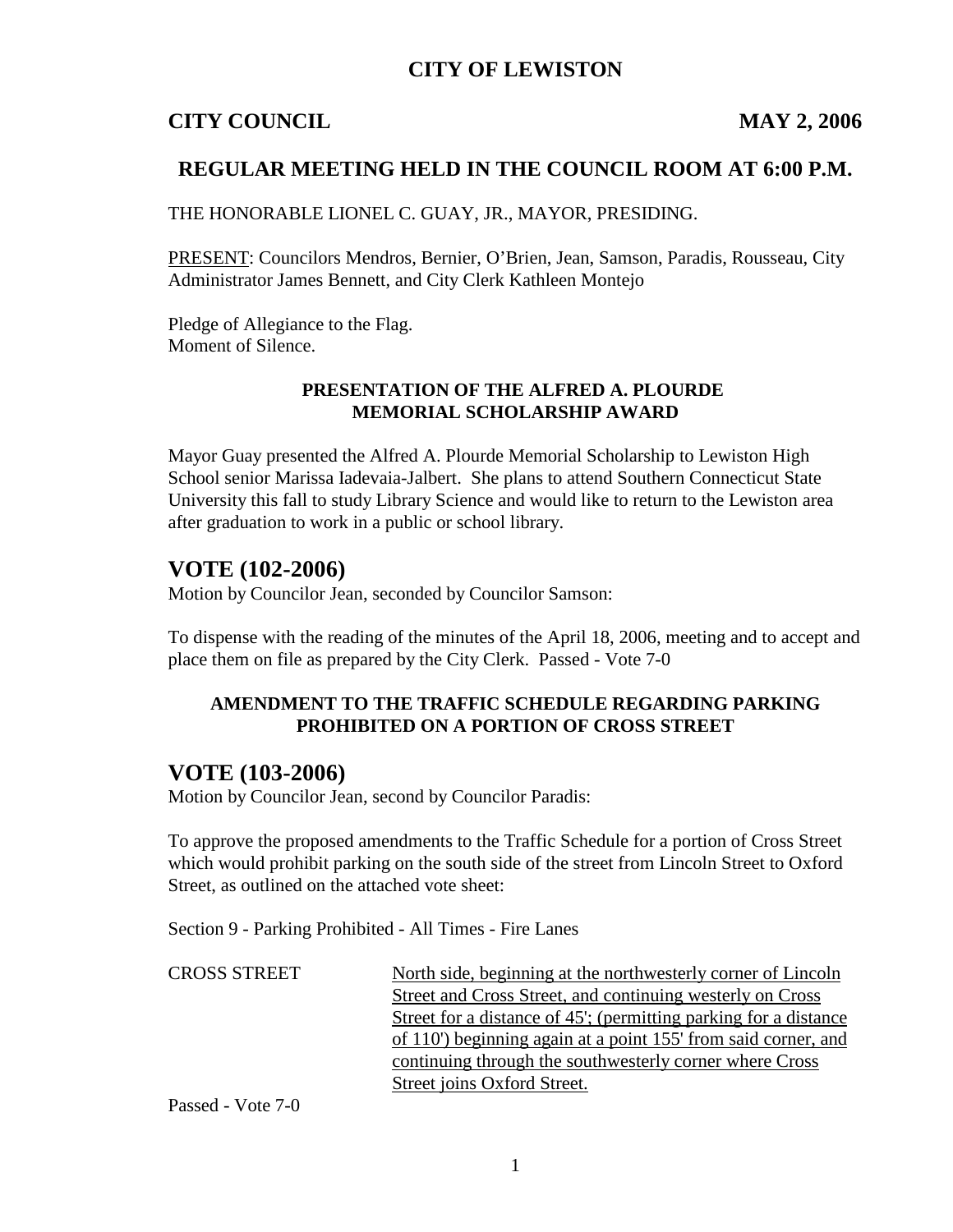# CITY OF LEWISTON

## CITY COUNCIL MAY 2, 2006

## REGULAR MEETING HELD IN THE COUNCIL ROOM AT 6:00 P.M.

THE HONORABLE LIONEL C. GUAY, JR., MAYOR, PRESIDING.

PRESENT: Councilors Mendros, Bernier, O'Brien, Jean, Samson, Paradis, Rousseau, City Administrator James Bennett, and City Clerk Kathleen Montejo

Pledge of Allegiance to the Flag.
Moment of Silence.

### PRESENTATION OF THE ALFRED A. PLOURDE MEMORIAL SCHOLARSHIP AWARD

Mayor Guay presented the Alfred A. Plourde Memorial Scholarship to Lewiston High School senior Marissa Iadevaia-Jalbert. She plans to attend Southern Connecticut State University this fall to study Library Science and would like to return to the Lewiston area after graduation to work in a public or school library.

## VOTE (102-2006)

Motion by Councilor Jean, seconded by Councilor Samson:

To dispense with the reading of the minutes of the April 18, 2006, meeting and to accept and place them on file as prepared by the City Clerk. Passed - Vote 7-0

### AMENDMENT TO THE TRAFFIC SCHEDULE REGARDING PARKING PROHIBITED ON A PORTION OF CROSS STREET

## VOTE (103-2006)

Motion by Councilor Jean, second by Councilor Paradis:

To approve the proposed amendments to the Traffic Schedule for a portion of Cross Street which would prohibit parking on the south side of the street from Lincoln Street to Oxford Street, as outlined on the attached vote sheet:

Section 9 - Parking Prohibited - All Times - Fire Lanes

CROSS STREET North side, beginning at the northwesterly corner of Lincoln Street and Cross Street, and continuing westerly on Cross Street for a distance of 45'; (permitting parking for a distance of 110') beginning again at a point 155' from said corner, and continuing through the southwesterly corner where Cross Street joins Oxford Street.

Passed - Vote 7-0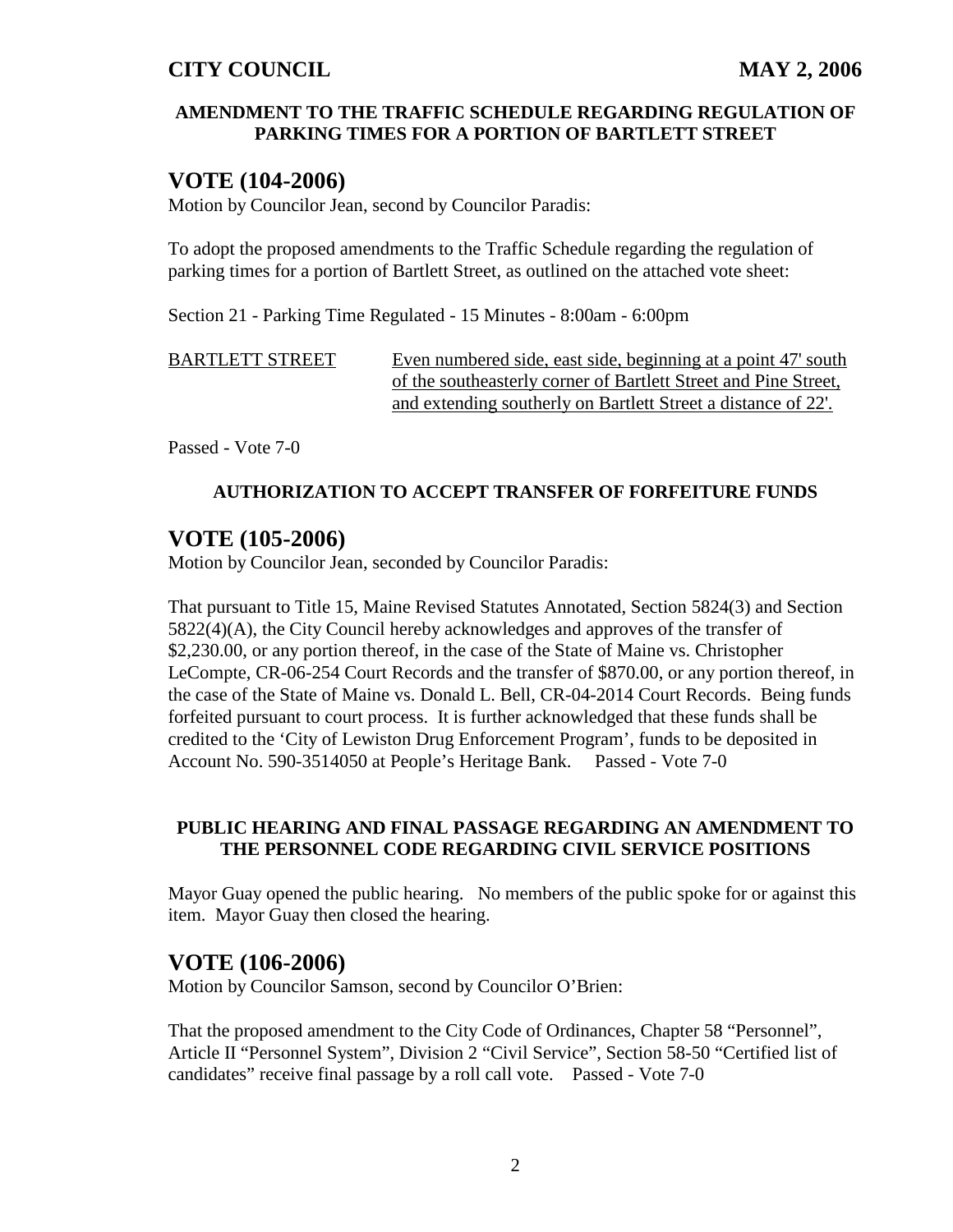**AMENDMENT TO THE TRAFFIC SCHEDULE REGARDING REGULATION OF PARKING TIMES FOR A PORTION OF BARTLETT STREET**

## VOTE (104-2006)

Motion by Councilor Jean, second by Councilor Paradis:

To adopt the proposed amendments to the Traffic Schedule regarding the regulation of parking times for a portion of Bartlett Street, as outlined on the attached vote sheet:

Section 21 - Parking Time Regulated - 15 Minutes - 8:00am - 6:00pm

| | |
|---|---|
| BARTLETT STREET | Even numbered side, east side, beginning at a point 47' south of the southeasterly corner of Bartlett Street and Pine Street, and extending southerly on Bartlett Street a distance of 22'. |

Passed - Vote 7-0

**AUTHORIZATION TO ACCEPT TRANSFER OF FORFEITURE FUNDS**

## VOTE (105-2006)

Motion by Councilor Jean, seconded by Councilor Paradis:

That pursuant to Title 15, Maine Revised Statutes Annotated, Section 5824(3) and Section 5822(4)(A), the City Council hereby acknowledges and approves of the transfer of $2,230.00, or any portion thereof, in the case of the State of Maine vs. Christopher LeCompte, CR-06-254 Court Records and the transfer of $870.00, or any portion thereof, in the case of the State of Maine vs. Donald L. Bell, CR-04-2014 Court Records. Being funds forfeited pursuant to court process. It is further acknowledged that these funds shall be credited to the 'City of Lewiston Drug Enforcement Program', funds to be deposited in Account No. 590-3514050 at People's Heritage Bank. Passed - Vote 7-0

**PUBLIC HEARING AND FINAL PASSAGE REGARDING AN AMENDMENT TO THE PERSONNEL CODE REGARDING CIVIL SERVICE POSITIONS**

Mayor Guay opened the public hearing. No members of the public spoke for or against this item. Mayor Guay then closed the hearing.

## VOTE (106-2006)

Motion by Councilor Samson, second by Councilor O'Brien:

That the proposed amendment to the City Code of Ordinances, Chapter 58 "Personnel", Article II "Personnel System", Division 2 "Civil Service", Section 58-50 "Certified list of candidates" receive final passage by a roll call vote. Passed - Vote 7-0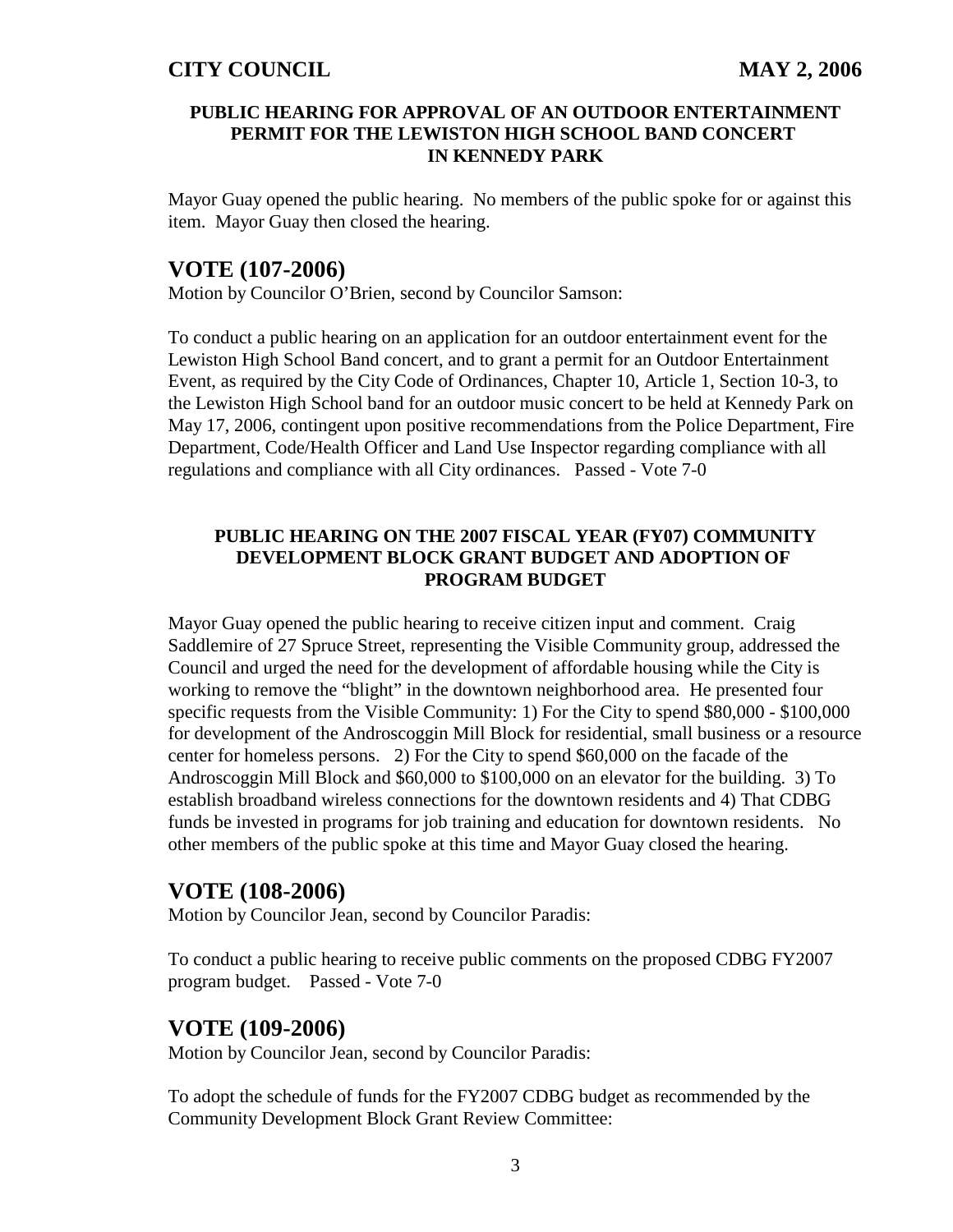### PUBLIC HEARING FOR APPROVAL OF AN OUTDOOR ENTERTAINMENT PERMIT FOR THE LEWISTON HIGH SCHOOL BAND CONCERT IN KENNEDY PARK

Mayor Guay opened the public hearing. No members of the public spoke for or against this item. Mayor Guay then closed the hearing.

## VOTE (107-2006)

Motion by Councilor O'Brien, second by Councilor Samson:

To conduct a public hearing on an application for an outdoor entertainment event for the Lewiston High School Band concert, and to grant a permit for an Outdoor Entertainment Event, as required by the City Code of Ordinances, Chapter 10, Article 1, Section 10-3, to the Lewiston High School band for an outdoor music concert to be held at Kennedy Park on May 17, 2006, contingent upon positive recommendations from the Police Department, Fire Department, Code/Health Officer and Land Use Inspector regarding compliance with all regulations and compliance with all City ordinances. Passed - Vote 7-0

### PUBLIC HEARING ON THE 2007 FISCAL YEAR (FY07) COMMUNITY DEVELOPMENT BLOCK GRANT BUDGET AND ADOPTION OF PROGRAM BUDGET

Mayor Guay opened the public hearing to receive citizen input and comment. Craig Saddlemire of 27 Spruce Street, representing the Visible Community group, addressed the Council and urged the need for the development of affordable housing while the City is working to remove the "blight" in the downtown neighborhood area. He presented four specific requests from the Visible Community: 1) For the City to spend $80,000 - $100,000 for development of the Androscoggin Mill Block for residential, small business or a resource center for homeless persons. 2) For the City to spend $60,000 on the facade of the Androscoggin Mill Block and $60,000 to $100,000 on an elevator for the building. 3) To establish broadband wireless connections for the downtown residents and 4) That CDBG funds be invested in programs for job training and education for downtown residents. No other members of the public spoke at this time and Mayor Guay closed the hearing.

## VOTE (108-2006)

Motion by Councilor Jean, second by Councilor Paradis:

To conduct a public hearing to receive public comments on the proposed CDBG FY2007 program budget. Passed - Vote 7-0

## VOTE (109-2006)

Motion by Councilor Jean, second by Councilor Paradis:

To adopt the schedule of funds for the FY2007 CDBG budget as recommended by the Community Development Block Grant Review Committee: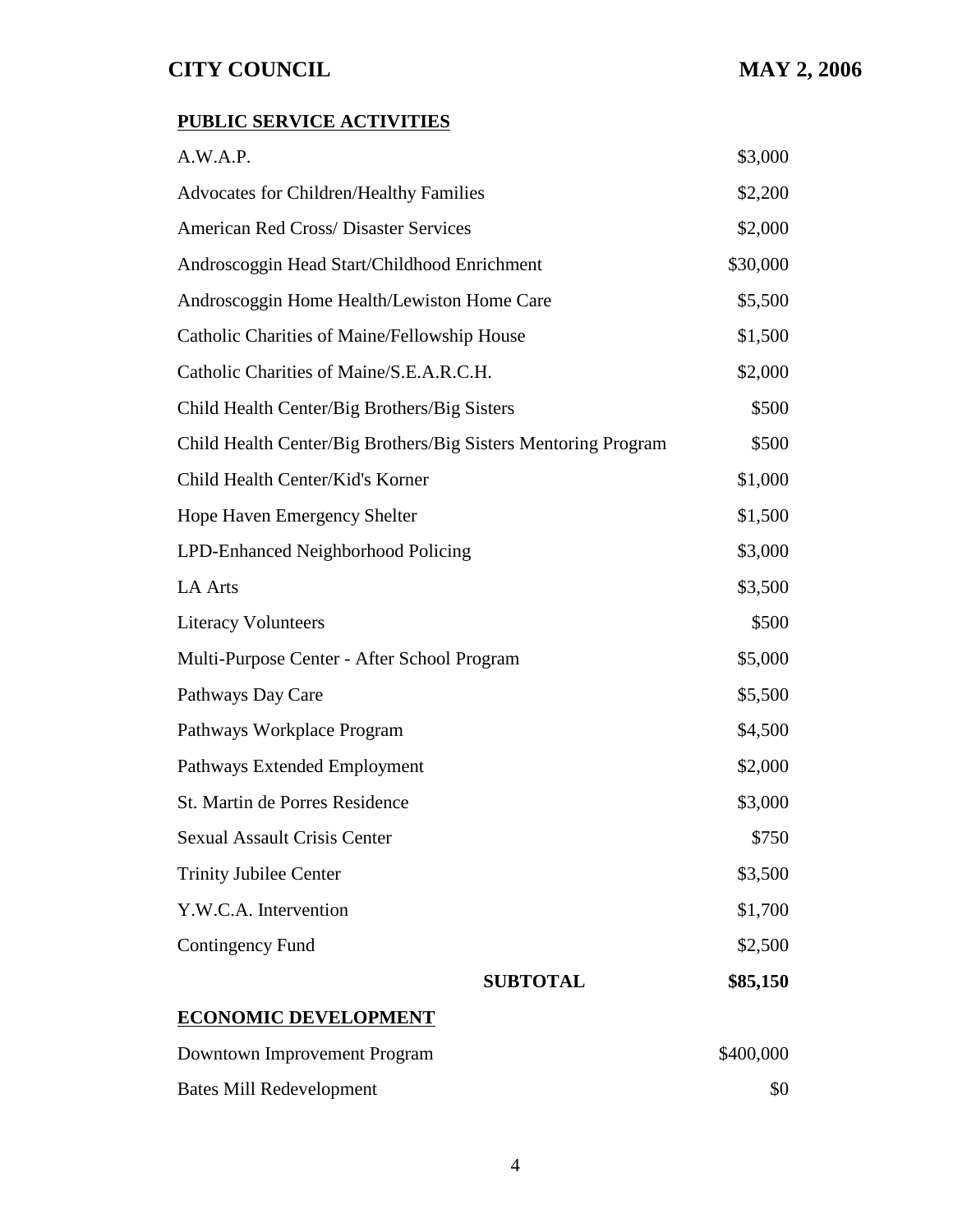**PUBLIC SERVICE ACTIVITIES**

| | |
|---|---|
| A.W.A.P. | $3,000 |
| Advocates for Children/Healthy Families | $2,200 |
| American Red Cross/ Disaster Services | $2,000 |
| Androscoggin Head Start/Childhood Enrichment | $30,000 |
| Androscoggin Home Health/Lewiston Home Care | $5,500 |
| Catholic Charities of Maine/Fellowship House | $1,500 |
| Catholic Charities of Maine/S.E.A.R.C.H. | $2,000 |
| Child Health Center/Big Brothers/Big Sisters | $500 |
| Child Health Center/Big Brothers/Big Sisters Mentoring Program | $500 |
| Child Health Center/Kid's Korner | $1,000 |
| Hope Haven Emergency Shelter | $1,500 |
| LPD-Enhanced Neighborhood Policing | $3,000 |
| LA Arts | $3,500 |
| Literacy Volunteers | $500 |
| Multi-Purpose Center - After School Program | $5,000 |
| Pathways Day Care | $5,500 |
| Pathways Workplace Program | $4,500 |
| Pathways Extended Employment | $2,000 |
| St. Martin de Porres Residence | $3,000 |
| Sexual Assault Crisis Center | $750 |
| Trinity Jubilee Center | $3,500 |
| Y.W.C.A. Intervention | $1,700 |
| Contingency Fund | $2,500 |
| **SUBTOTAL** | **$85,150** |

**ECONOMIC DEVELOPMENT**

| | |
|---|---|
| Downtown Improvement Program | $400,000 |
| Bates Mill Redevelopment | $0 |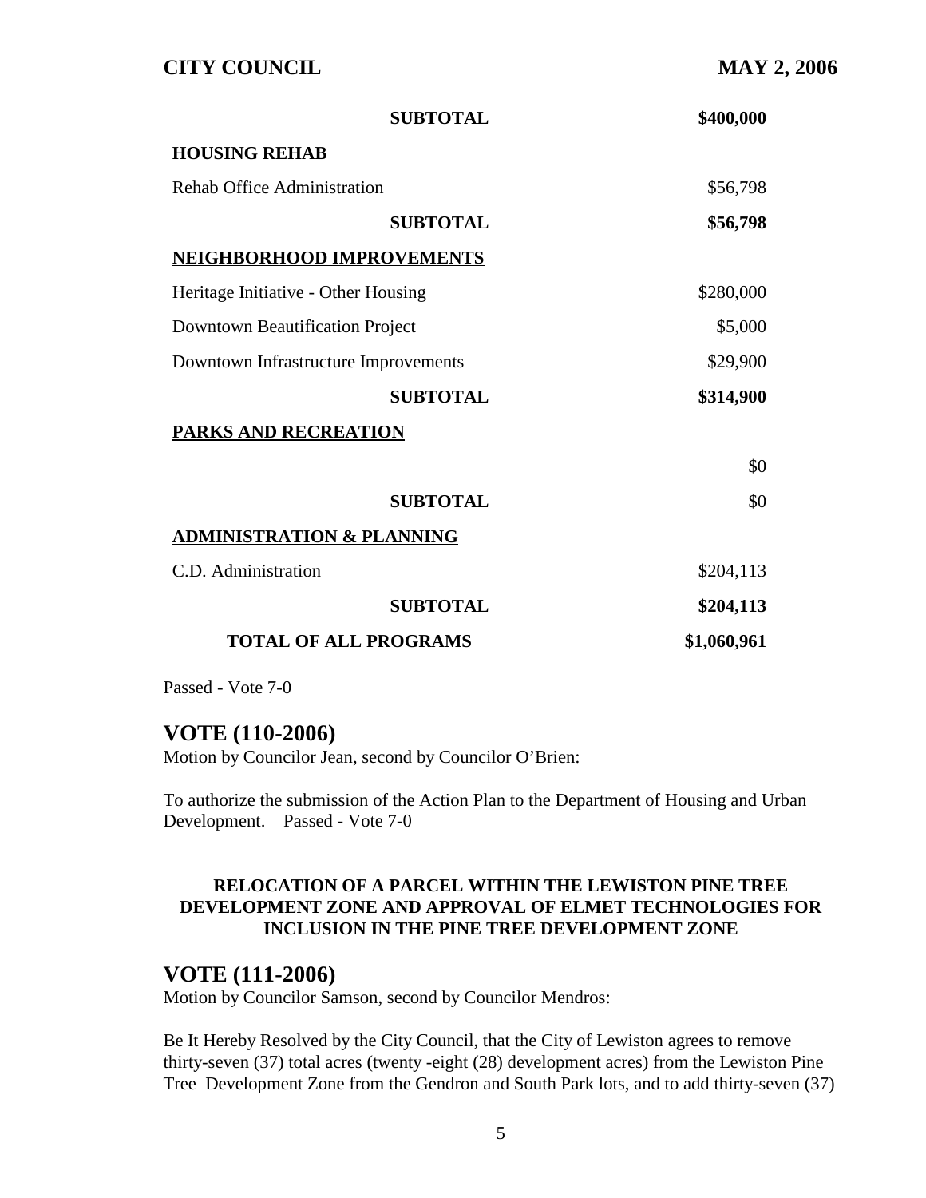| | |
|---|---|
| **SUBTOTAL** | **$400,000** |
| **HOUSING REHAB** | |
| Rehab Office Administration | $56,798 |
| **SUBTOTAL** | **$56,798** |
| **NEIGHBORHOOD IMPROVEMENTS** | |
| Heritage Initiative - Other Housing | $280,000 |
| Downtown Beautification Project | $5,000 |
| Downtown Infrastructure Improvements | $29,900 |
| **SUBTOTAL** | **$314,900** |
| **PARKS AND RECREATION** | |
| | $0 |
| **SUBTOTAL** | $0 |
| **ADMINISTRATION & PLANNING** | |
| C.D. Administration | $204,113 |
| **SUBTOTAL** | **$204,113** |
| **TOTAL OF ALL PROGRAMS** | **$1,060,961** |

Passed - Vote 7-0

## VOTE (110-2006)

Motion by Councilor Jean, second by Councilor O'Brien:

To authorize the submission of the Action Plan to the Department of Housing and Urban Development. Passed - Vote 7-0

### RELOCATION OF A PARCEL WITHIN THE LEWISTON PINE TREE DEVELOPMENT ZONE AND APPROVAL OF ELMET TECHNOLOGIES FOR INCLUSION IN THE PINE TREE DEVELOPMENT ZONE

## VOTE (111-2006)

Motion by Councilor Samson, second by Councilor Mendros:

Be It Hereby Resolved by the City Council, that the City of Lewiston agrees to remove thirty-seven (37) total acres (twenty -eight (28) development acres) from the Lewiston Pine Tree Development Zone from the Gendron and South Park lots, and to add thirty-seven (37)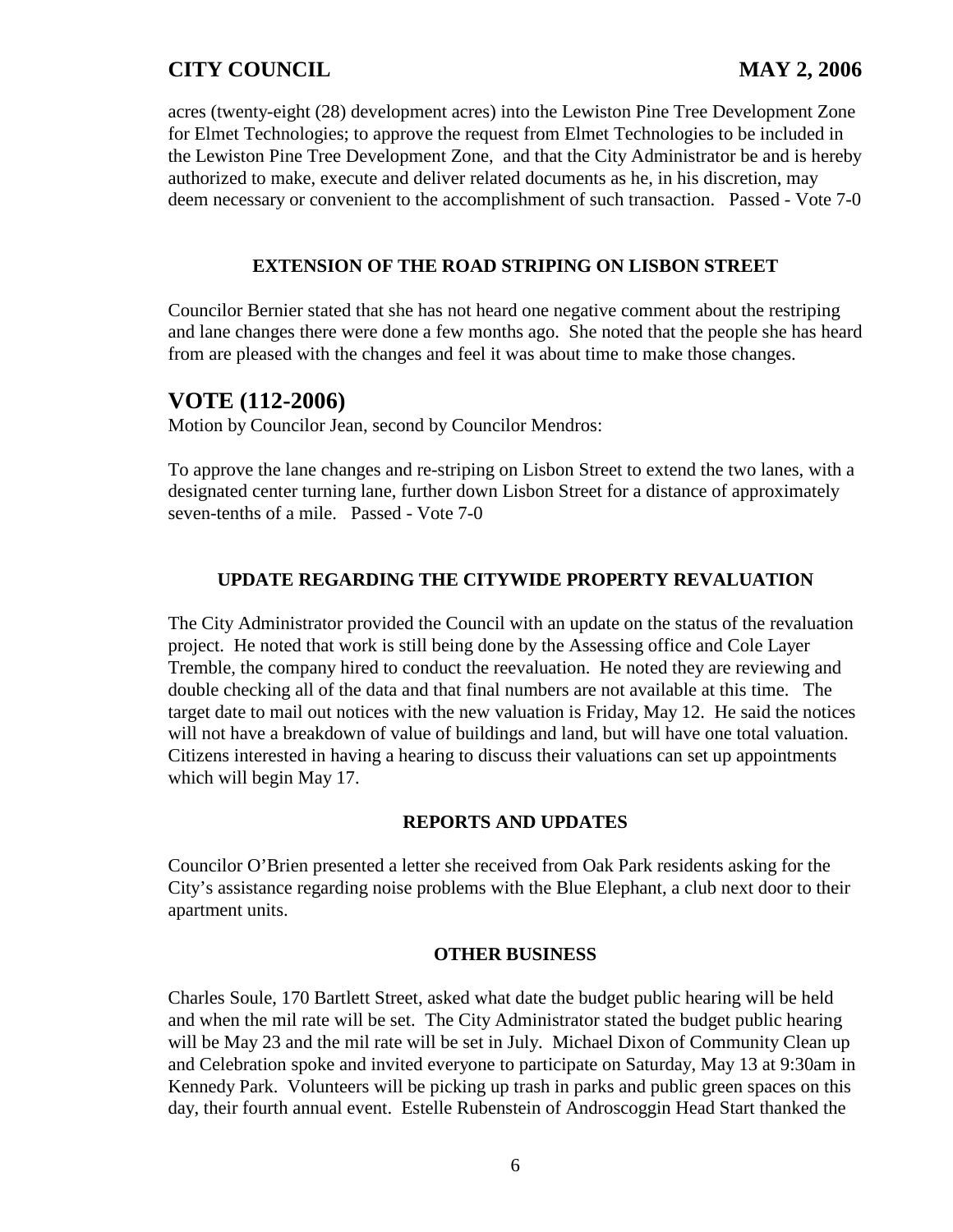acres (twenty-eight (28) development acres) into the Lewiston Pine Tree Development Zone for Elmet Technologies; to approve the request from Elmet Technologies to be included in the Lewiston Pine Tree Development Zone, and that the City Administrator be and is hereby authorized to make, execute and deliver related documents as he, in his discretion, may deem necessary or convenient to the accomplishment of such transaction. Passed - Vote 7-0

**EXTENSION OF THE ROAD STRIPING ON LISBON STREET**

Councilor Bernier stated that she has not heard one negative comment about the restriping and lane changes there were done a few months ago. She noted that the people she has heard from are pleased with the changes and feel it was about time to make those changes.

## VOTE (112-2006)

Motion by Councilor Jean, second by Councilor Mendros:

To approve the lane changes and re-striping on Lisbon Street to extend the two lanes, with a designated center turning lane, further down Lisbon Street for a distance of approximately seven-tenths of a mile. Passed - Vote 7-0

**UPDATE REGARDING THE CITYWIDE PROPERTY REVALUATION**

The City Administrator provided the Council with an update on the status of the revaluation project. He noted that work is still being done by the Assessing office and Cole Layer Tremble, the company hired to conduct the reevaluation. He noted they are reviewing and double checking all of the data and that final numbers are not available at this time. The target date to mail out notices with the new valuation is Friday, May 12. He said the notices will not have a breakdown of value of buildings and land, but will have one total valuation. Citizens interested in having a hearing to discuss their valuations can set up appointments which will begin May 17.

**REPORTS AND UPDATES**

Councilor O'Brien presented a letter she received from Oak Park residents asking for the City's assistance regarding noise problems with the Blue Elephant, a club next door to their apartment units.

**OTHER BUSINESS**

Charles Soule, 170 Bartlett Street, asked what date the budget public hearing will be held and when the mil rate will be set. The City Administrator stated the budget public hearing will be May 23 and the mil rate will be set in July. Michael Dixon of Community Clean up and Celebration spoke and invited everyone to participate on Saturday, May 13 at 9:30am in Kennedy Park. Volunteers will be picking up trash in parks and public green spaces on this day, their fourth annual event. Estelle Rubenstein of Androscoggin Head Start thanked the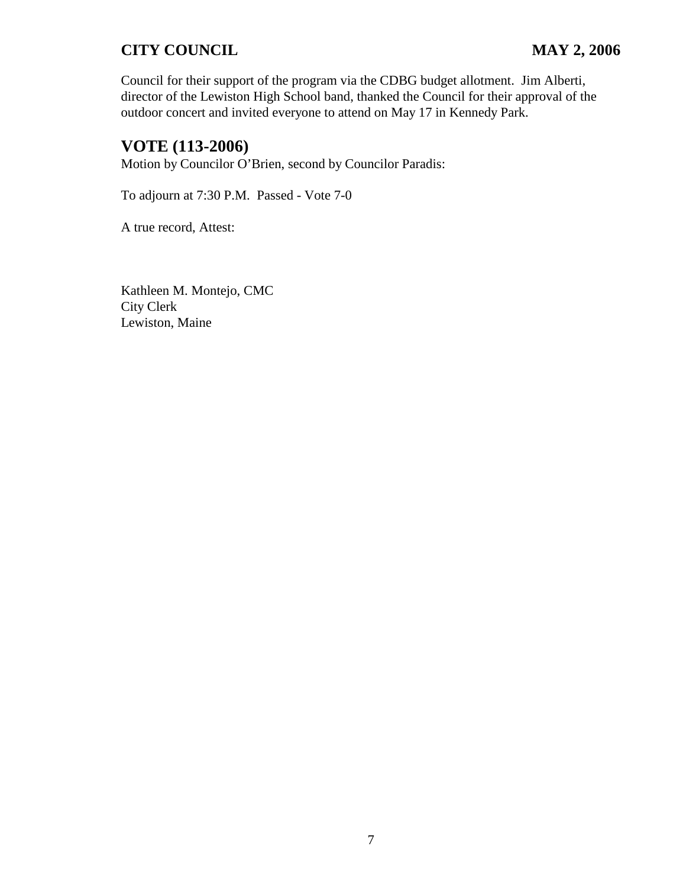Council for their support of the program via the CDBG budget allotment. Jim Alberti, director of the Lewiston High School band, thanked the Council for their approval of the outdoor concert and invited everyone to attend on May 17 in Kennedy Park.

## VOTE (113-2006)

Motion by Councilor O'Brien, second by Councilor Paradis:

To adjourn at 7:30 P.M. Passed - Vote 7-0

A true record, Attest:

Kathleen M. Montejo, CMC
City Clerk
Lewiston, Maine